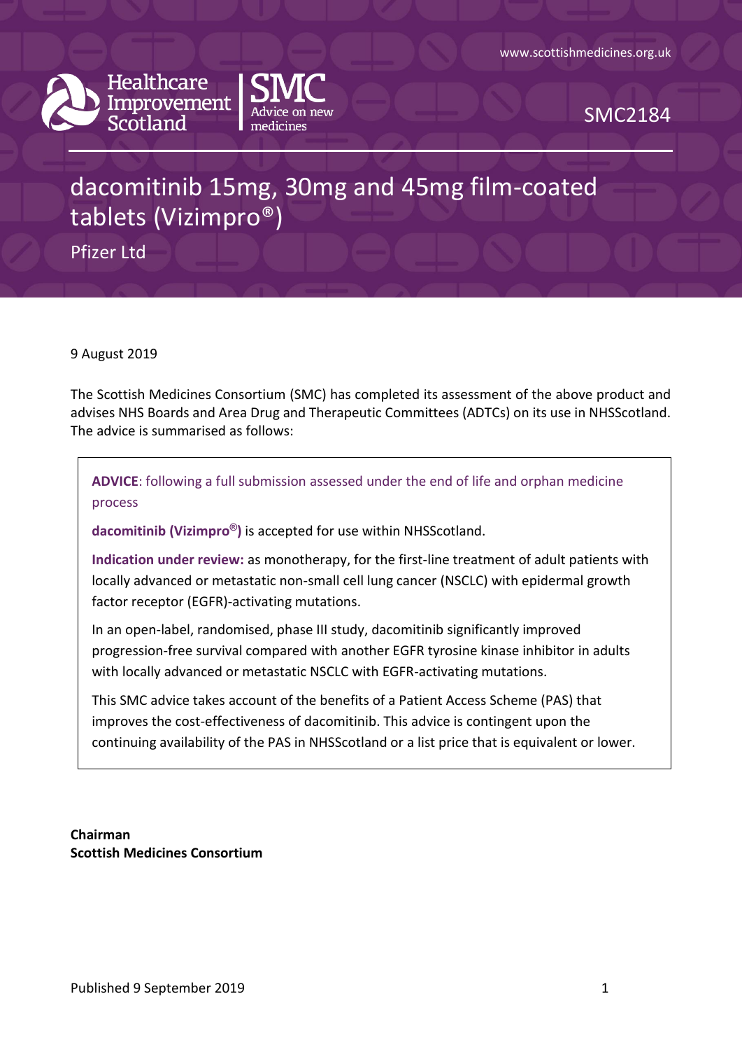www.scottishmedicines.org.uk

Healthcare Improvement Scotland | SMC Advice on new medicines

SMC2184

# dacomitinib 15mg, 30mg and 45mg film-coated tablets (Vizimpro®)

Pfizer Ltd

9 August 2019

The Scottish Medicines Consortium (SMC) has completed its assessment of the above product and advises NHS Boards and Area Drug and Therapeutic Committees (ADTCs) on its use in NHSScotland. The advice is summarised as follows:

> **ADVICE**: following a full submission assessed under the end of life and orphan medicine process
>
> **dacomitinib (Vizimpro®)** is accepted for use within NHSScotland.
>
> **Indication under review:** as monotherapy, for the first-line treatment of adult patients with locally advanced or metastatic non-small cell lung cancer (NSCLC) with epidermal growth factor receptor (EGFR)-activating mutations.
>
> In an open-label, randomised, phase III study, dacomitinib significantly improved progression-free survival compared with another EGFR tyrosine kinase inhibitor in adults with locally advanced or metastatic NSCLC with EGFR-activating mutations.
>
> This SMC advice takes account of the benefits of a Patient Access Scheme (PAS) that improves the cost-effectiveness of dacomitinib. This advice is contingent upon the continuing availability of the PAS in NHSScotland or a list price that is equivalent or lower.

**Chairman**
**Scottish Medicines Consortium**

Published 9 September 2019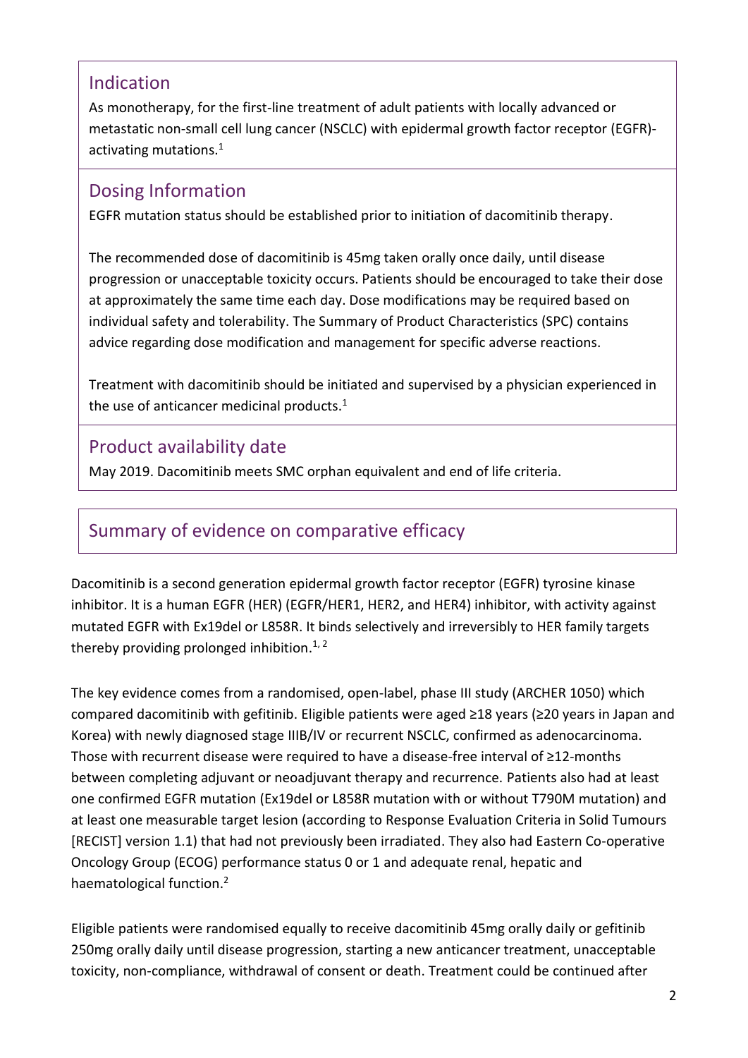## Indication

As monotherapy, for the first-line treatment of adult patients with locally advanced or metastatic non-small cell lung cancer (NSCLC) with epidermal growth factor receptor (EGFR)-activating mutations.[1]

## Dosing Information

EGFR mutation status should be established prior to initiation of dacomitinib therapy.

The recommended dose of dacomitinib is 45mg taken orally once daily, until disease progression or unacceptable toxicity occurs. Patients should be encouraged to take their dose at approximately the same time each day. Dose modifications may be required based on individual safety and tolerability. The Summary of Product Characteristics (SPC) contains advice regarding dose modification and management for specific adverse reactions.

Treatment with dacomitinib should be initiated and supervised by a physician experienced in the use of anticancer medicinal products.[1]

## Product availability date

May 2019. Dacomitinib meets SMC orphan equivalent and end of life criteria.

## Summary of evidence on comparative efficacy

Dacomitinib is a second generation epidermal growth factor receptor (EGFR) tyrosine kinase inhibitor. It is a human EGFR (HER) (EGFR/HER1, HER2, and HER4) inhibitor, with activity against mutated EGFR with Ex19del or L858R. It binds selectively and irreversibly to HER family targets thereby providing prolonged inhibition.[1, 2]

The key evidence comes from a randomised, open-label, phase III study (ARCHER 1050) which compared dacomitinib with gefitinib. Eligible patients were aged ≥18 years (≥20 years in Japan and Korea) with newly diagnosed stage IIIB/IV or recurrent NSCLC, confirmed as adenocarcinoma. Those with recurrent disease were required to have a disease-free interval of ≥12-months between completing adjuvant or neoadjuvant therapy and recurrence. Patients also had at least one confirmed EGFR mutation (Ex19del or L858R mutation with or without T790M mutation) and at least one measurable target lesion (according to Response Evaluation Criteria in Solid Tumours [RECIST] version 1.1) that had not previously been irradiated. They also had Eastern Co-operative Oncology Group (ECOG) performance status 0 or 1 and adequate renal, hepatic and haematological function.[2]

Eligible patients were randomised equally to receive dacomitinib 45mg orally daily or gefitinib 250mg orally daily until disease progression, starting a new anticancer treatment, unacceptable toxicity, non-compliance, withdrawal of consent or death. Treatment could be continued after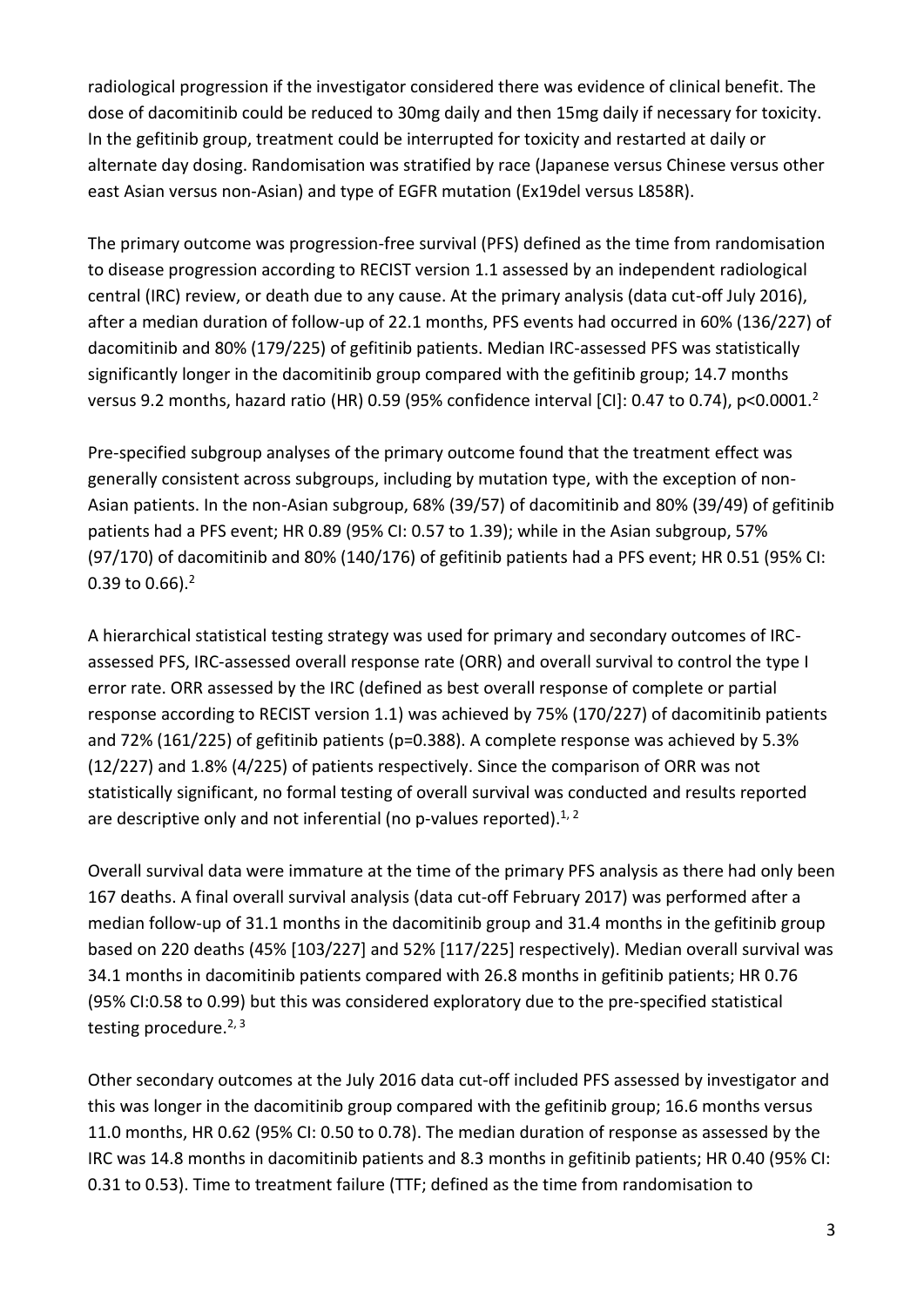radiological progression if the investigator considered there was evidence of clinical benefit. The dose of dacomitinib could be reduced to 30mg daily and then 15mg daily if necessary for toxicity. In the gefitinib group, treatment could be interrupted for toxicity and restarted at daily or alternate day dosing. Randomisation was stratified by race (Japanese versus Chinese versus other east Asian versus non-Asian) and type of EGFR mutation (Ex19del versus L858R).

The primary outcome was progression-free survival (PFS) defined as the time from randomisation to disease progression according to RECIST version 1.1 assessed by an independent radiological central (IRC) review, or death due to any cause. At the primary analysis (data cut-off July 2016), after a median duration of follow-up of 22.1 months, PFS events had occurred in 60% (136/227) of dacomitinib and 80% (179/225) of gefitinib patients. Median IRC-assessed PFS was statistically significantly longer in the dacomitinib group compared with the gefitinib group; 14.7 months versus 9.2 months, hazard ratio (HR) 0.59 (95% confidence interval [CI]: 0.47 to 0.74), p<0.0001.[2]

Pre-specified subgroup analyses of the primary outcome found that the treatment effect was generally consistent across subgroups, including by mutation type, with the exception of non-Asian patients. In the non-Asian subgroup, 68% (39/57) of dacomitinib and 80% (39/49) of gefitinib patients had a PFS event; HR 0.89 (95% CI: 0.57 to 1.39); while in the Asian subgroup, 57% (97/170) of dacomitinib and 80% (140/176) of gefitinib patients had a PFS event; HR 0.51 (95% CI: 0.39 to 0.66).[2]

A hierarchical statistical testing strategy was used for primary and secondary outcomes of IRC-assessed PFS, IRC-assessed overall response rate (ORR) and overall survival to control the type I error rate. ORR assessed by the IRC (defined as best overall response of complete or partial response according to RECIST version 1.1) was achieved by 75% (170/227) of dacomitinib patients and 72% (161/225) of gefitinib patients (p=0.388). A complete response was achieved by 5.3% (12/227) and 1.8% (4/225) of patients respectively. Since the comparison of ORR was not statistically significant, no formal testing of overall survival was conducted and results reported are descriptive only and not inferential (no p-values reported).[1, 2]

Overall survival data were immature at the time of the primary PFS analysis as there had only been 167 deaths. A final overall survival analysis (data cut-off February 2017) was performed after a median follow-up of 31.1 months in the dacomitinib group and 31.4 months in the gefitinib group based on 220 deaths (45% [103/227] and 52% [117/225] respectively). Median overall survival was 34.1 months in dacomitinib patients compared with 26.8 months in gefitinib patients; HR 0.76 (95% CI:0.58 to 0.99) but this was considered exploratory due to the pre-specified statistical testing procedure.[2, 3]

Other secondary outcomes at the July 2016 data cut-off included PFS assessed by investigator and this was longer in the dacomitinib group compared with the gefitinib group; 16.6 months versus 11.0 months, HR 0.62 (95% CI: 0.50 to 0.78). The median duration of response as assessed by the IRC was 14.8 months in dacomitinib patients and 8.3 months in gefitinib patients; HR 0.40 (95% CI: 0.31 to 0.53). Time to treatment failure (TTF; defined as the time from randomisation to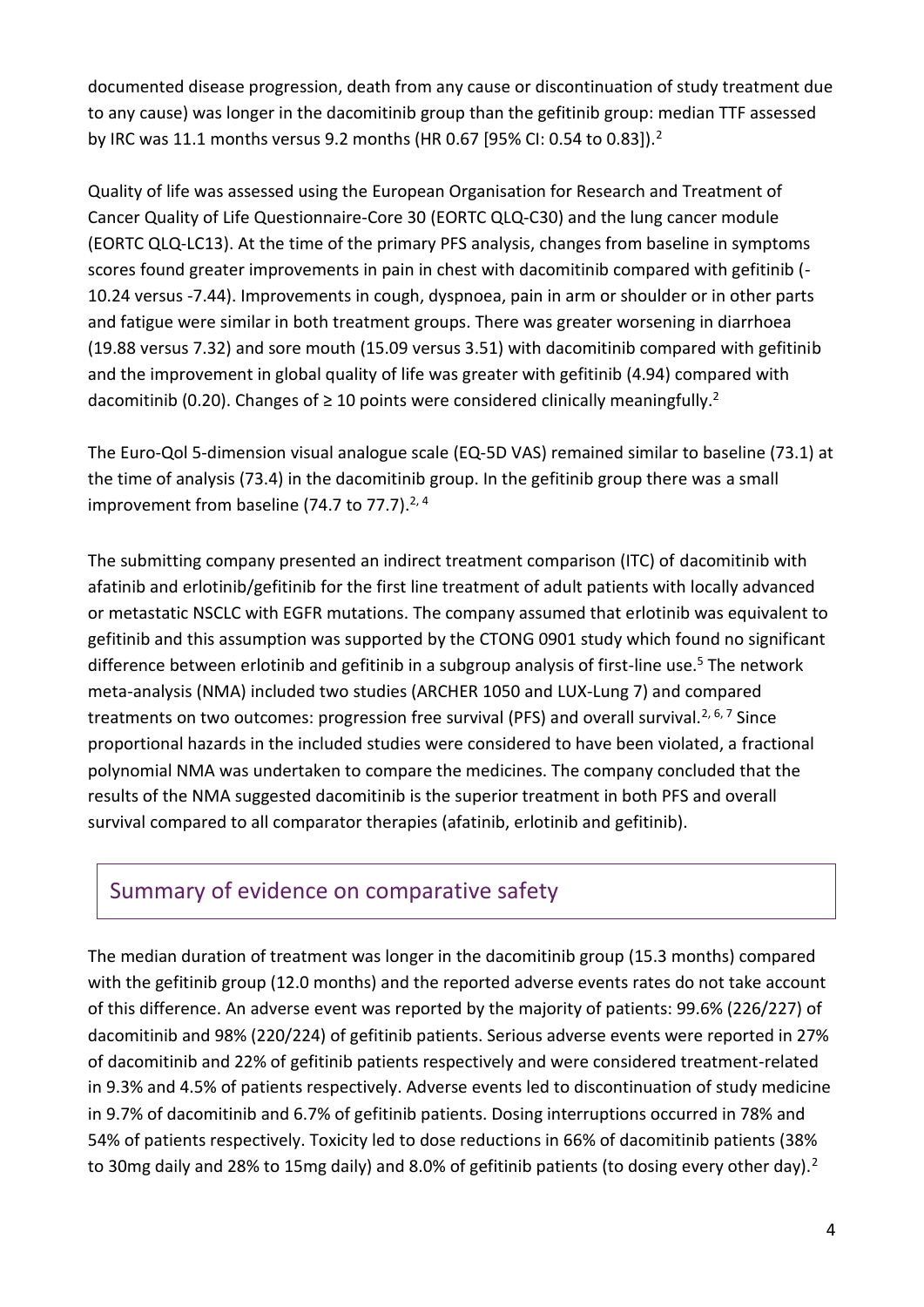documented disease progression, death from any cause or discontinuation of study treatment due to any cause) was longer in the dacomitinib group than the gefitinib group: median TTF assessed by IRC was 11.1 months versus 9.2 months (HR 0.67 [95% CI: 0.54 to 0.83]).[2]

Quality of life was assessed using the European Organisation for Research and Treatment of Cancer Quality of Life Questionnaire-Core 30 (EORTC QLQ-C30) and the lung cancer module (EORTC QLQ-LC13). At the time of the primary PFS analysis, changes from baseline in symptoms scores found greater improvements in pain in chest with dacomitinib compared with gefitinib (-10.24 versus -7.44). Improvements in cough, dyspnoea, pain in arm or shoulder or in other parts and fatigue were similar in both treatment groups. There was greater worsening in diarrhoea (19.88 versus 7.32) and sore mouth (15.09 versus 3.51) with dacomitinib compared with gefitinib and the improvement in global quality of life was greater with gefitinib (4.94) compared with dacomitinib (0.20). Changes of ≥ 10 points were considered clinically meaningfully.[2]

The Euro-Qol 5-dimension visual analogue scale (EQ-5D VAS) remained similar to baseline (73.1) at the time of analysis (73.4) in the dacomitinib group. In the gefitinib group there was a small improvement from baseline (74.7 to 77.7).[2, 4]

The submitting company presented an indirect treatment comparison (ITC) of dacomitinib with afatinib and erlotinib/gefitinib for the first line treatment of adult patients with locally advanced or metastatic NSCLC with EGFR mutations. The company assumed that erlotinib was equivalent to gefitinib and this assumption was supported by the CTONG 0901 study which found no significant difference between erlotinib and gefitinib in a subgroup analysis of first-line use.[5] The network meta-analysis (NMA) included two studies (ARCHER 1050 and LUX-Lung 7) and compared treatments on two outcomes: progression free survival (PFS) and overall survival.[2, 6, 7] Since proportional hazards in the included studies were considered to have been violated, a fractional polynomial NMA was undertaken to compare the medicines. The company concluded that the results of the NMA suggested dacomitinib is the superior treatment in both PFS and overall survival compared to all comparator therapies (afatinib, erlotinib and gefitinib).

## Summary of evidence on comparative safety

The median duration of treatment was longer in the dacomitinib group (15.3 months) compared with the gefitinib group (12.0 months) and the reported adverse events rates do not take account of this difference. An adverse event was reported by the majority of patients: 99.6% (226/227) of dacomitinib and 98% (220/224) of gefitinib patients. Serious adverse events were reported in 27% of dacomitinib and 22% of gefitinib patients respectively and were considered treatment-related in 9.3% and 4.5% of patients respectively. Adverse events led to discontinuation of study medicine in 9.7% of dacomitinib and 6.7% of gefitinib patients. Dosing interruptions occurred in 78% and 54% of patients respectively. Toxicity led to dose reductions in 66% of dacomitinib patients (38% to 30mg daily and 28% to 15mg daily) and 8.0% of gefitinib patients (to dosing every other day).[2]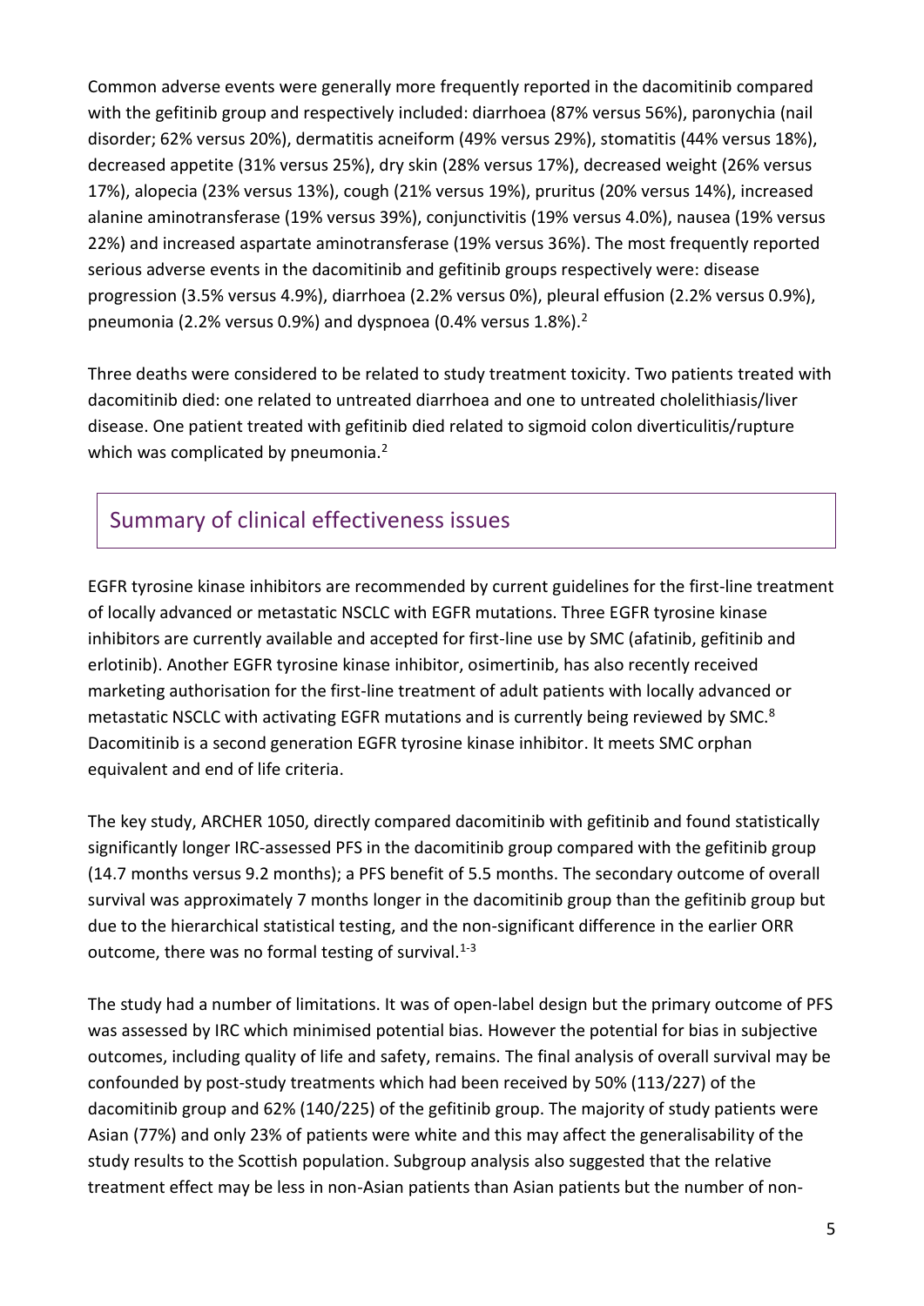Common adverse events were generally more frequently reported in the dacomitinib compared with the gefitinib group and respectively included: diarrhoea (87% versus 56%), paronychia (nail disorder; 62% versus 20%), dermatitis acneiform (49% versus 29%), stomatitis (44% versus 18%), decreased appetite (31% versus 25%), dry skin (28% versus 17%), decreased weight (26% versus 17%), alopecia (23% versus 13%), cough (21% versus 19%), pruritus (20% versus 14%), increased alanine aminotransferase (19% versus 39%), conjunctivitis (19% versus 4.0%), nausea (19% versus 22%) and increased aspartate aminotransferase (19% versus 36%). The most frequently reported serious adverse events in the dacomitinib and gefitinib groups respectively were: disease progression (3.5% versus 4.9%), diarrhoea (2.2% versus 0%), pleural effusion (2.2% versus 0.9%), pneumonia (2.2% versus 0.9%) and dyspnoea (0.4% versus 1.8%).[2]

Three deaths were considered to be related to study treatment toxicity. Two patients treated with dacomitinib died: one related to untreated diarrhoea and one to untreated cholelithiasis/liver disease. One patient treated with gefitinib died related to sigmoid colon diverticulitis/rupture which was complicated by pneumonia.[2]

## Summary of clinical effectiveness issues

EGFR tyrosine kinase inhibitors are recommended by current guidelines for the first-line treatment of locally advanced or metastatic NSCLC with EGFR mutations. Three EGFR tyrosine kinase inhibitors are currently available and accepted for first-line use by SMC (afatinib, gefitinib and erlotinib). Another EGFR tyrosine kinase inhibitor, osimertinib, has also recently received marketing authorisation for the first-line treatment of adult patients with locally advanced or metastatic NSCLC with activating EGFR mutations and is currently being reviewed by SMC.[8] Dacomitinib is a second generation EGFR tyrosine kinase inhibitor. It meets SMC orphan equivalent and end of life criteria.

The key study, ARCHER 1050, directly compared dacomitinib with gefitinib and found statistically significantly longer IRC-assessed PFS in the dacomitinib group compared with the gefitinib group (14.7 months versus 9.2 months); a PFS benefit of 5.5 months. The secondary outcome of overall survival was approximately 7 months longer in the dacomitinib group than the gefitinib group but due to the hierarchical statistical testing, and the non-significant difference in the earlier ORR outcome, there was no formal testing of survival.[1-3]

The study had a number of limitations. It was of open-label design but the primary outcome of PFS was assessed by IRC which minimised potential bias. However the potential for bias in subjective outcomes, including quality of life and safety, remains. The final analysis of overall survival may be confounded by post-study treatments which had been received by 50% (113/227) of the dacomitinib group and 62% (140/225) of the gefitinib group. The majority of study patients were Asian (77%) and only 23% of patients were white and this may affect the generalisability of the study results to the Scottish population. Subgroup analysis also suggested that the relative treatment effect may be less in non-Asian patients than Asian patients but the number of non-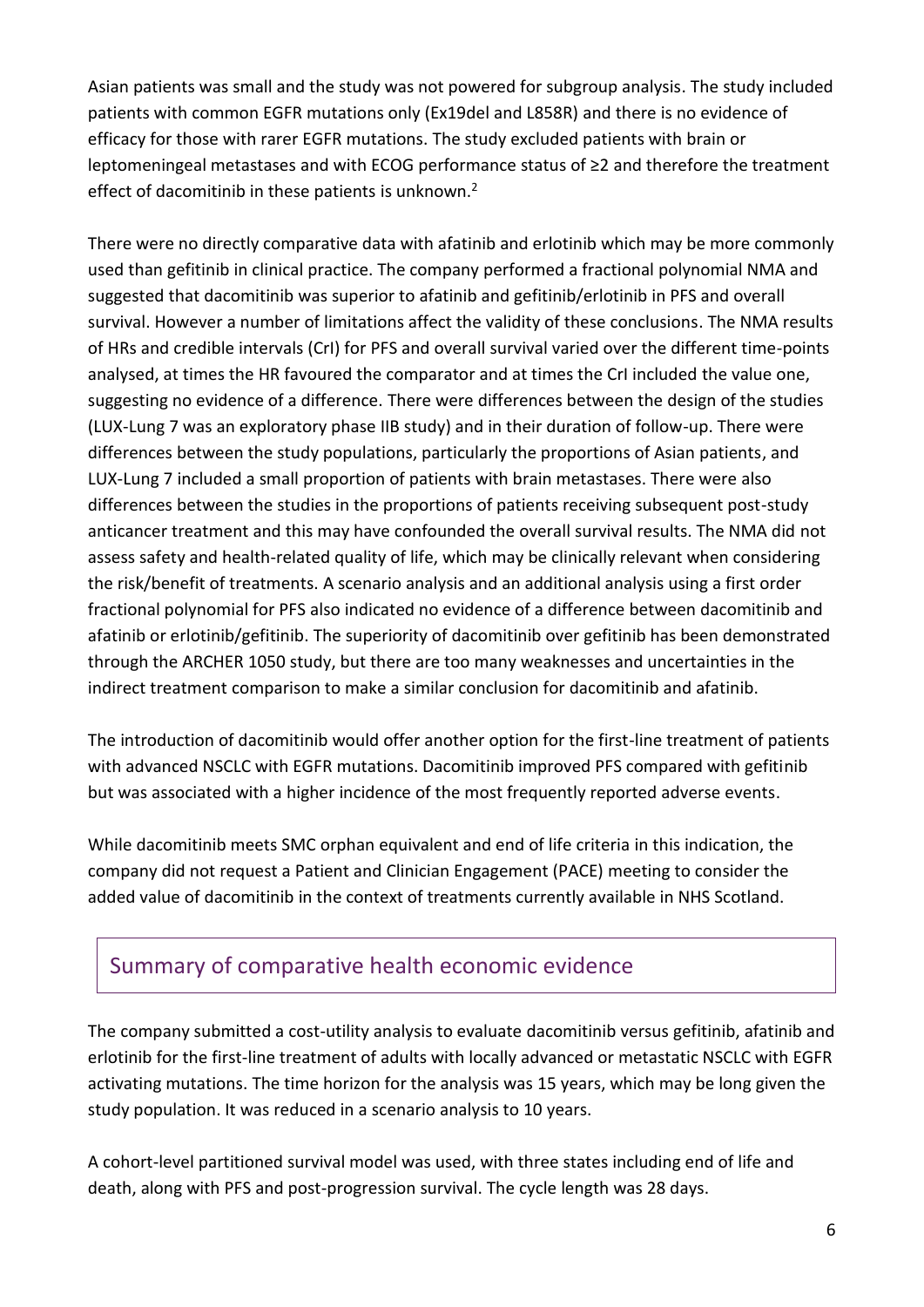Asian patients was small and the study was not powered for subgroup analysis. The study included patients with common EGFR mutations only (Ex19del and L858R) and there is no evidence of efficacy for those with rarer EGFR mutations. The study excluded patients with brain or leptomeningeal metastases and with ECOG performance status of ≥2 and therefore the treatment effect of dacomitinib in these patients is unknown.[2]

There were no directly comparative data with afatinib and erlotinib which may be more commonly used than gefitinib in clinical practice. The company performed a fractional polynomial NMA and suggested that dacomitinib was superior to afatinib and gefitinib/erlotinib in PFS and overall survival. However a number of limitations affect the validity of these conclusions. The NMA results of HRs and credible intervals (CrI) for PFS and overall survival varied over the different time-points analysed, at times the HR favoured the comparator and at times the CrI included the value one, suggesting no evidence of a difference. There were differences between the design of the studies (LUX-Lung 7 was an exploratory phase IIB study) and in their duration of follow-up. There were differences between the study populations, particularly the proportions of Asian patients, and LUX-Lung 7 included a small proportion of patients with brain metastases. There were also differences between the studies in the proportions of patients receiving subsequent post-study anticancer treatment and this may have confounded the overall survival results. The NMA did not assess safety and health-related quality of life, which may be clinically relevant when considering the risk/benefit of treatments. A scenario analysis and an additional analysis using a first order fractional polynomial for PFS also indicated no evidence of a difference between dacomitinib and afatinib or erlotinib/gefitinib. The superiority of dacomitinib over gefitinib has been demonstrated through the ARCHER 1050 study, but there are too many weaknesses and uncertainties in the indirect treatment comparison to make a similar conclusion for dacomitinib and afatinib.

The introduction of dacomitinib would offer another option for the first-line treatment of patients with advanced NSCLC with EGFR mutations. Dacomitinib improved PFS compared with gefitinib but was associated with a higher incidence of the most frequently reported adverse events.

While dacomitinib meets SMC orphan equivalent and end of life criteria in this indication, the company did not request a Patient and Clinician Engagement (PACE) meeting to consider the added value of dacomitinib in the context of treatments currently available in NHS Scotland.

## Summary of comparative health economic evidence

The company submitted a cost-utility analysis to evaluate dacomitinib versus gefitinib, afatinib and erlotinib for the first-line treatment of adults with locally advanced or metastatic NSCLC with EGFR activating mutations. The time horizon for the analysis was 15 years, which may be long given the study population. It was reduced in a scenario analysis to 10 years.

A cohort-level partitioned survival model was used, with three states including end of life and death, along with PFS and post-progression survival. The cycle length was 28 days.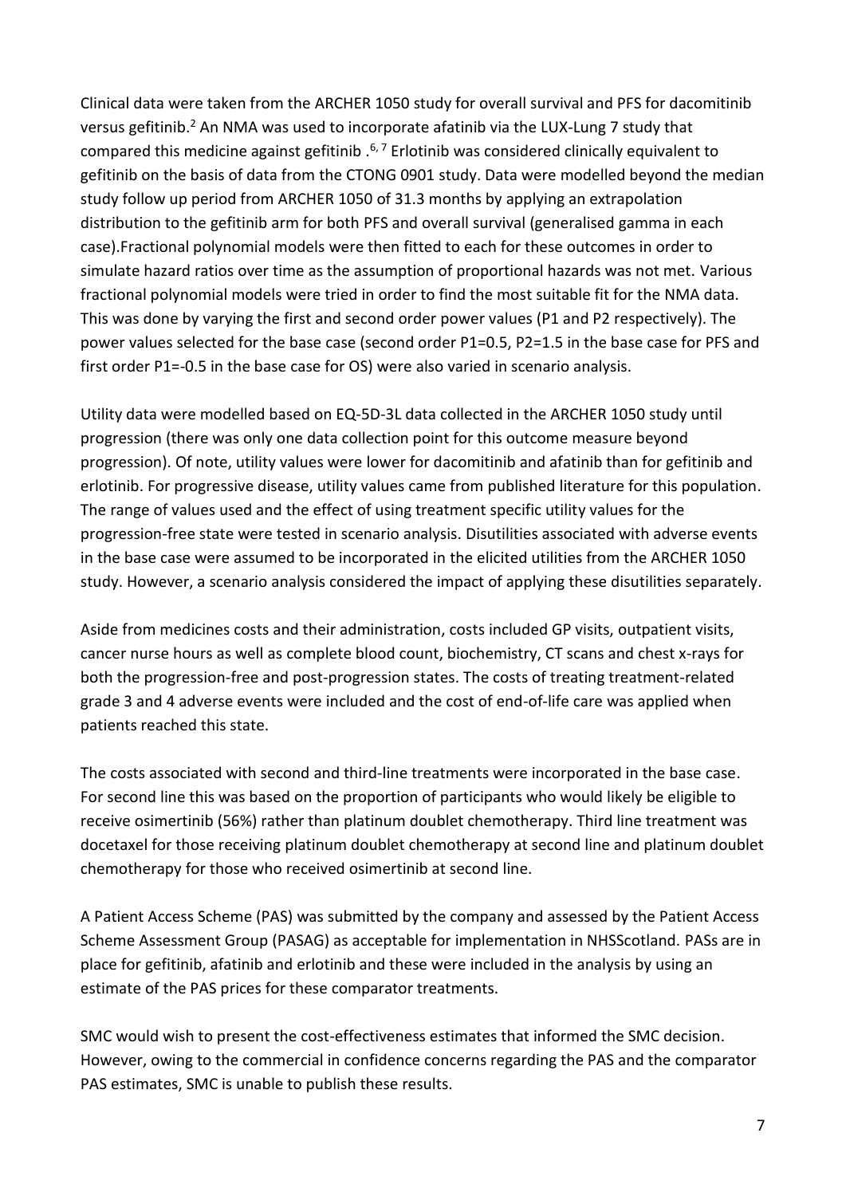Clinical data were taken from the ARCHER 1050 study for overall survival and PFS for dacomitinib versus gefitinib.[2] An NMA was used to incorporate afatinib via the LUX-Lung 7 study that compared this medicine against gefitinib .[6, 7] Erlotinib was considered clinically equivalent to gefitinib on the basis of data from the CTONG 0901 study. Data were modelled beyond the median study follow up period from ARCHER 1050 of 31.3 months by applying an extrapolation distribution to the gefitinib arm for both PFS and overall survival (generalised gamma in each case).Fractional polynomial models were then fitted to each for these outcomes in order to simulate hazard ratios over time as the assumption of proportional hazards was not met. Various fractional polynomial models were tried in order to find the most suitable fit for the NMA data. This was done by varying the first and second order power values (P1 and P2 respectively). The power values selected for the base case (second order P1=0.5, P2=1.5 in the base case for PFS and first order P1=-0.5 in the base case for OS) were also varied in scenario analysis.

Utility data were modelled based on EQ-5D-3L data collected in the ARCHER 1050 study until progression (there was only one data collection point for this outcome measure beyond progression). Of note, utility values were lower for dacomitinib and afatinib than for gefitinib and erlotinib. For progressive disease, utility values came from published literature for this population. The range of values used and the effect of using treatment specific utility values for the progression-free state were tested in scenario analysis. Disutilities associated with adverse events in the base case were assumed to be incorporated in the elicited utilities from the ARCHER 1050 study. However, a scenario analysis considered the impact of applying these disutilities separately.

Aside from medicines costs and their administration, costs included GP visits, outpatient visits, cancer nurse hours as well as complete blood count, biochemistry, CT scans and chest x-rays for both the progression-free and post-progression states. The costs of treating treatment-related grade 3 and 4 adverse events were included and the cost of end-of-life care was applied when patients reached this state.

The costs associated with second and third-line treatments were incorporated in the base case. For second line this was based on the proportion of participants who would likely be eligible to receive osimertinib (56%) rather than platinum doublet chemotherapy. Third line treatment was docetaxel for those receiving platinum doublet chemotherapy at second line and platinum doublet chemotherapy for those who received osimertinib at second line.

A Patient Access Scheme (PAS) was submitted by the company and assessed by the Patient Access Scheme Assessment Group (PASAG) as acceptable for implementation in NHSScotland. PASs are in place for gefitinib, afatinib and erlotinib and these were included in the analysis by using an estimate of the PAS prices for these comparator treatments.

SMC would wish to present the cost-effectiveness estimates that informed the SMC decision. However, owing to the commercial in confidence concerns regarding the PAS and the comparator PAS estimates, SMC is unable to publish these results.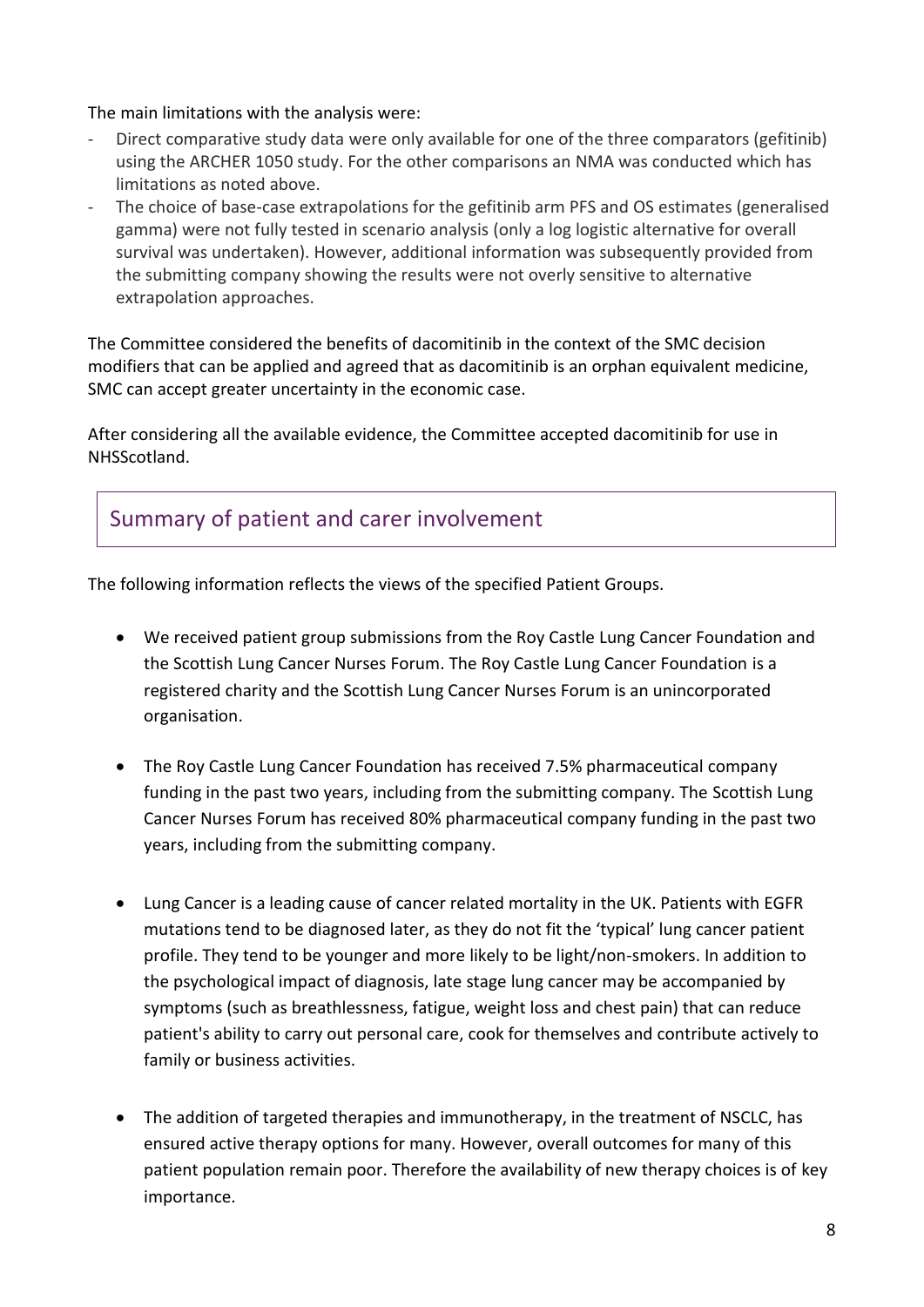The main limitations with the analysis were:

- Direct comparative study data were only available for one of the three comparators (gefitinib) using the ARCHER 1050 study. For the other comparisons an NMA was conducted which has limitations as noted above.
- The choice of base-case extrapolations for the gefitinib arm PFS and OS estimates (generalised gamma) were not fully tested in scenario analysis (only a log logistic alternative for overall survival was undertaken). However, additional information was subsequently provided from the submitting company showing the results were not overly sensitive to alternative extrapolation approaches.

The Committee considered the benefits of dacomitinib in the context of the SMC decision modifiers that can be applied and agreed that as dacomitinib is an orphan equivalent medicine, SMC can accept greater uncertainty in the economic case.

After considering all the available evidence, the Committee accepted dacomitinib for use in NHSScotland.

## Summary of patient and carer involvement

The following information reflects the views of the specified Patient Groups.

- We received patient group submissions from the Roy Castle Lung Cancer Foundation and the Scottish Lung Cancer Nurses Forum. The Roy Castle Lung Cancer Foundation is a registered charity and the Scottish Lung Cancer Nurses Forum is an unincorporated organisation.

- The Roy Castle Lung Cancer Foundation has received 7.5% pharmaceutical company funding in the past two years, including from the submitting company. The Scottish Lung Cancer Nurses Forum has received 80% pharmaceutical company funding in the past two years, including from the submitting company.

- Lung Cancer is a leading cause of cancer related mortality in the UK. Patients with EGFR mutations tend to be diagnosed later, as they do not fit the 'typical' lung cancer patient profile. They tend to be younger and more likely to be light/non-smokers. In addition to the psychological impact of diagnosis, late stage lung cancer may be accompanied by symptoms (such as breathlessness, fatigue, weight loss and chest pain) that can reduce patient's ability to carry out personal care, cook for themselves and contribute actively to family or business activities.

- The addition of targeted therapies and immunotherapy, in the treatment of NSCLC, has ensured active therapy options for many. However, overall outcomes for many of this patient population remain poor. Therefore the availability of new therapy choices is of key importance.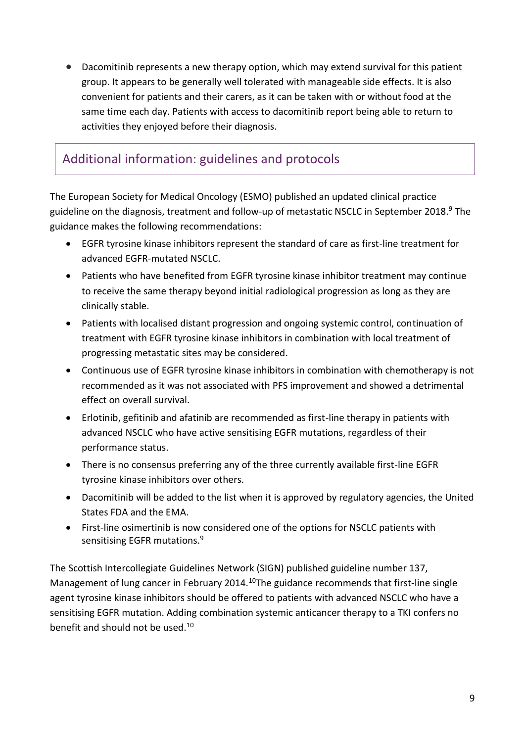- Dacomitinib represents a new therapy option, which may extend survival for this patient group. It appears to be generally well tolerated with manageable side effects. It is also convenient for patients and their carers, as it can be taken with or without food at the same time each day. Patients with access to dacomitinib report being able to return to activities they enjoyed before their diagnosis.

## Additional information: guidelines and protocols

The European Society for Medical Oncology (ESMO) published an updated clinical practice guideline on the diagnosis, treatment and follow-up of metastatic NSCLC in September 2018.[9] The guidance makes the following recommendations:

- EGFR tyrosine kinase inhibitors represent the standard of care as first-line treatment for advanced EGFR-mutated NSCLC.
- Patients who have benefited from EGFR tyrosine kinase inhibitor treatment may continue to receive the same therapy beyond initial radiological progression as long as they are clinically stable.
- Patients with localised distant progression and ongoing systemic control, continuation of treatment with EGFR tyrosine kinase inhibitors in combination with local treatment of progressing metastatic sites may be considered.
- Continuous use of EGFR tyrosine kinase inhibitors in combination with chemotherapy is not recommended as it was not associated with PFS improvement and showed a detrimental effect on overall survival.
- Erlotinib, gefitinib and afatinib are recommended as first-line therapy in patients with advanced NSCLC who have active sensitising EGFR mutations, regardless of their performance status.
- There is no consensus preferring any of the three currently available first-line EGFR tyrosine kinase inhibitors over others.
- Dacomitinib will be added to the list when it is approved by regulatory agencies, the United States FDA and the EMA.
- First-line osimertinib is now considered one of the options for NSCLC patients with sensitising EGFR mutations.[9]

The Scottish Intercollegiate Guidelines Network (SIGN) published guideline number 137, Management of lung cancer in February 2014.[10] The guidance recommends that first-line single agent tyrosine kinase inhibitors should be offered to patients with advanced NSCLC who have a sensitising EGFR mutation. Adding combination systemic anticancer therapy to a TKI confers no benefit and should not be used.[10]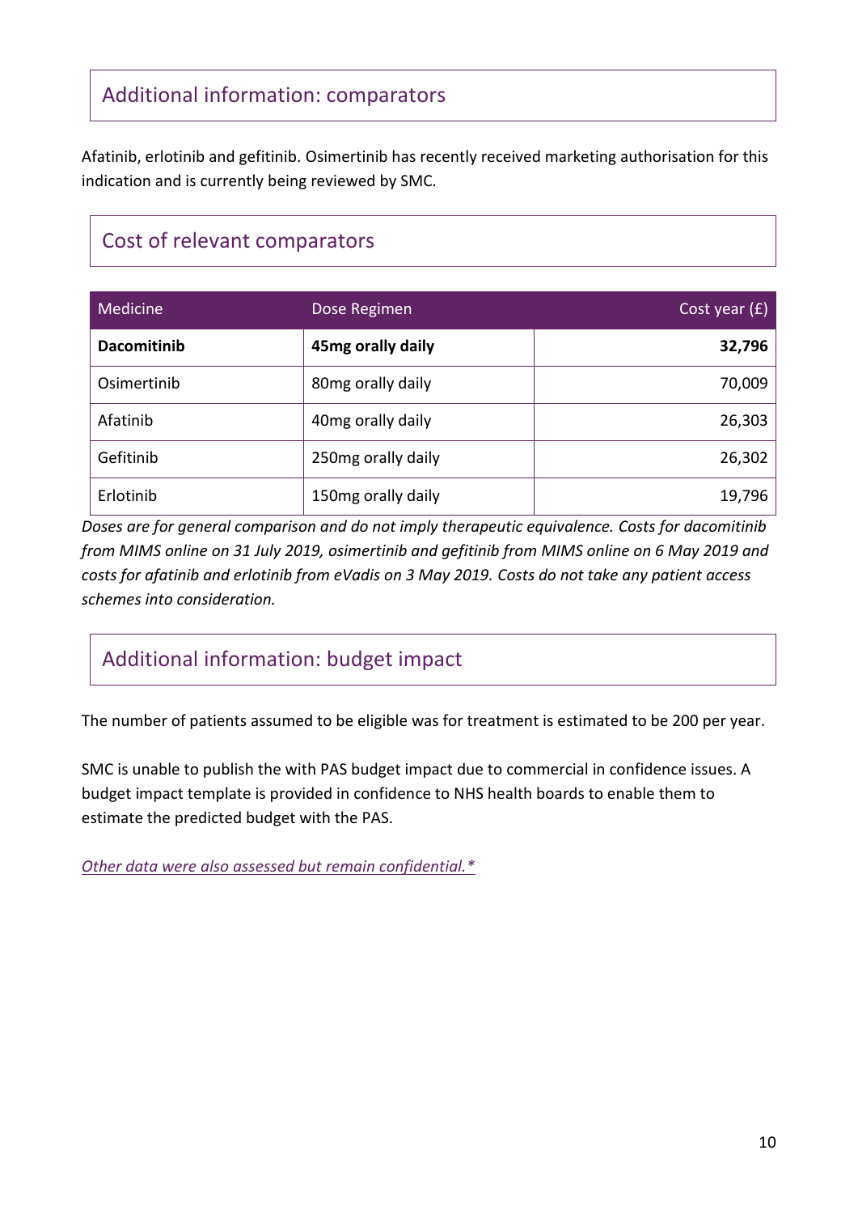## Additional information: comparators

Afatinib, erlotinib and gefitinib. Osimertinib has recently received marketing authorisation for this indication and is currently being reviewed by SMC.

## Cost of relevant comparators

| Medicine | Dose Regimen | Cost year (£) |
|---|---|---|
| **Dacomitinib** | **45mg orally daily** | **32,796** |
| Osimertinib | 80mg orally daily | 70,009 |
| Afatinib | 40mg orally daily | 26,303 |
| Gefitinib | 250mg orally daily | 26,302 |
| Erlotinib | 150mg orally daily | 19,796 |

*Doses are for general comparison and do not imply therapeutic equivalence. Costs for dacomitinib from MIMS online on 31 July 2019, osimertinib and gefitinib from MIMS online on 6 May 2019 and costs for afatinib and erlotinib from eVadis on 3 May 2019. Costs do not take any patient access schemes into consideration.*

## Additional information: budget impact

The number of patients assumed to be eligible was for treatment is estimated to be 200 per year.

SMC is unable to publish the with PAS budget impact due to commercial in confidence issues. A budget impact template is provided in confidence to NHS health boards to enable them to estimate the predicted budget with the PAS.

*Other data were also assessed but remain confidential.**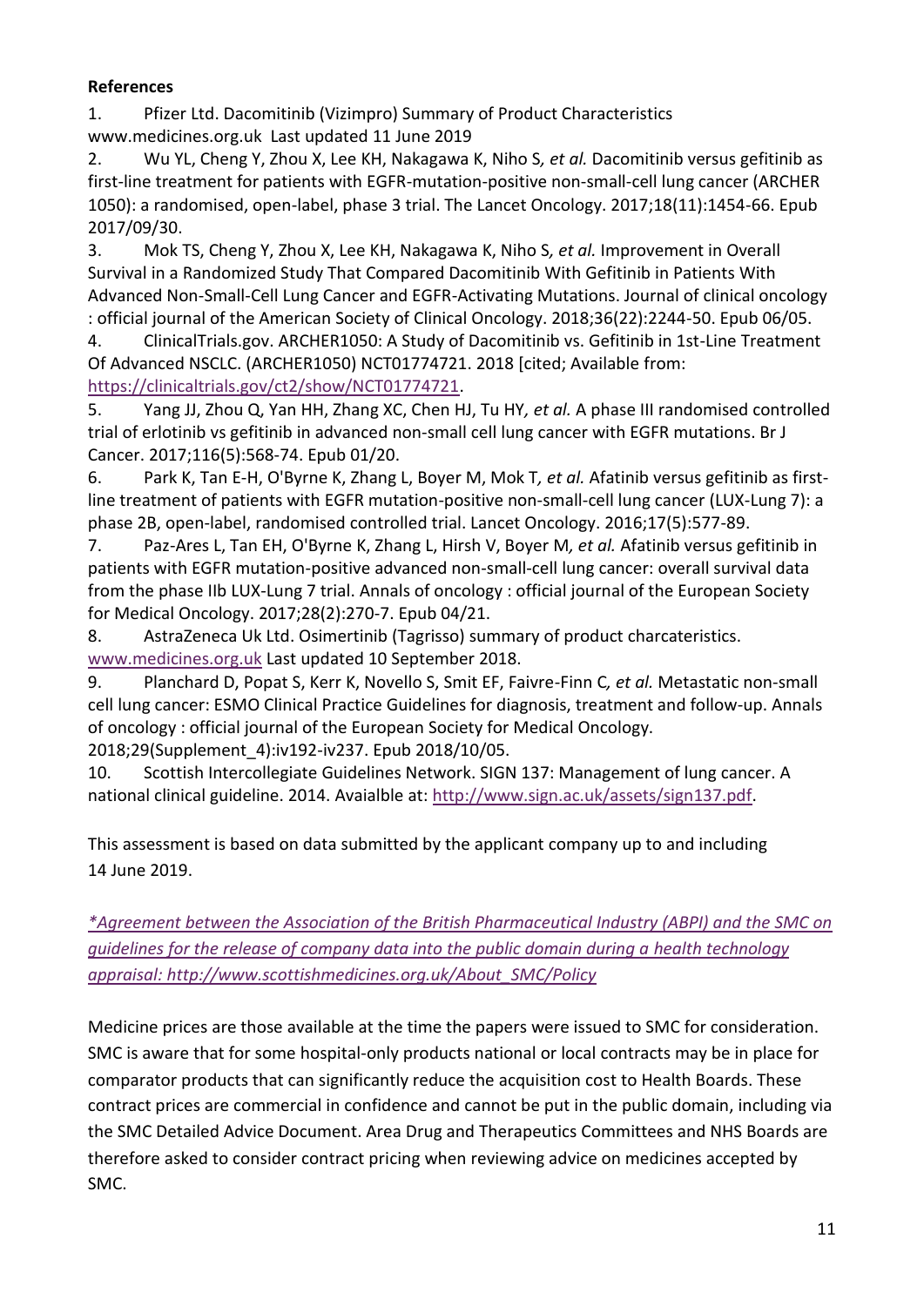**References**

1. Pfizer Ltd. Dacomitinib (Vizimpro) Summary of Product Characteristics www.medicines.org.uk Last updated 11 June 2019
2. Wu YL, Cheng Y, Zhou X, Lee KH, Nakagawa K, Niho S*, et al.* Dacomitinib versus gefitinib as first-line treatment for patients with EGFR-mutation-positive non-small-cell lung cancer (ARCHER 1050): a randomised, open-label, phase 3 trial. The Lancet Oncology. 2017;18(11):1454-66. Epub 2017/09/30.
3. Mok TS, Cheng Y, Zhou X, Lee KH, Nakagawa K, Niho S*, et al.* Improvement in Overall Survival in a Randomized Study That Compared Dacomitinib With Gefitinib in Patients With Advanced Non-Small-Cell Lung Cancer and EGFR-Activating Mutations. Journal of clinical oncology : official journal of the American Society of Clinical Oncology. 2018;36(22):2244-50. Epub 06/05.
4. ClinicalTrials.gov. ARCHER1050: A Study of Dacomitinib vs. Gefitinib in 1st-Line Treatment Of Advanced NSCLC. (ARCHER1050) NCT01774721. 2018 [cited; Available from: https://clinicaltrials.gov/ct2/show/NCT01774721.
5. Yang JJ, Zhou Q, Yan HH, Zhang XC, Chen HJ, Tu HY*, et al.* A phase III randomised controlled trial of erlotinib vs gefitinib in advanced non-small cell lung cancer with EGFR mutations. Br J Cancer. 2017;116(5):568-74. Epub 01/20.
6. Park K, Tan E-H, O'Byrne K, Zhang L, Boyer M, Mok T*, et al.* Afatinib versus gefitinib as first-line treatment of patients with EGFR mutation-positive non-small-cell lung cancer (LUX-Lung 7): a phase 2B, open-label, randomised controlled trial. Lancet Oncology. 2016;17(5):577-89.
7. Paz-Ares L, Tan EH, O'Byrne K, Zhang L, Hirsh V, Boyer M*, et al.* Afatinib versus gefitinib in patients with EGFR mutation-positive advanced non-small-cell lung cancer: overall survival data from the phase IIb LUX-Lung 7 trial. Annals of oncology : official journal of the European Society for Medical Oncology. 2017;28(2):270-7. Epub 04/21.
8. AstraZeneca Uk Ltd. Osimertinib (Tagrisso) summary of product charcateristics. www.medicines.org.uk Last updated 10 September 2018.
9. Planchard D, Popat S, Kerr K, Novello S, Smit EF, Faivre-Finn C*, et al.* Metastatic non-small cell lung cancer: ESMO Clinical Practice Guidelines for diagnosis, treatment and follow-up. Annals of oncology : official journal of the European Society for Medical Oncology. 2018;29(Supplement_4):iv192-iv237. Epub 2018/10/05.
10. Scottish Intercollegiate Guidelines Network. SIGN 137: Management of lung cancer. A national clinical guideline. 2014. Avaialble at: http://www.sign.ac.uk/assets/sign137.pdf.

This assessment is based on data submitted by the applicant company up to and including 14 June 2019.

*\*Agreement between the Association of the British Pharmaceutical Industry (ABPI) and the SMC on guidelines for the release of company data into the public domain during a health technology appraisal: http://www.scottishmedicines.org.uk/About_SMC/Policy*

Medicine prices are those available at the time the papers were issued to SMC for consideration. SMC is aware that for some hospital-only products national or local contracts may be in place for comparator products that can significantly reduce the acquisition cost to Health Boards. These contract prices are commercial in confidence and cannot be put in the public domain, including via the SMC Detailed Advice Document. Area Drug and Therapeutics Committees and NHS Boards are therefore asked to consider contract pricing when reviewing advice on medicines accepted by SMC.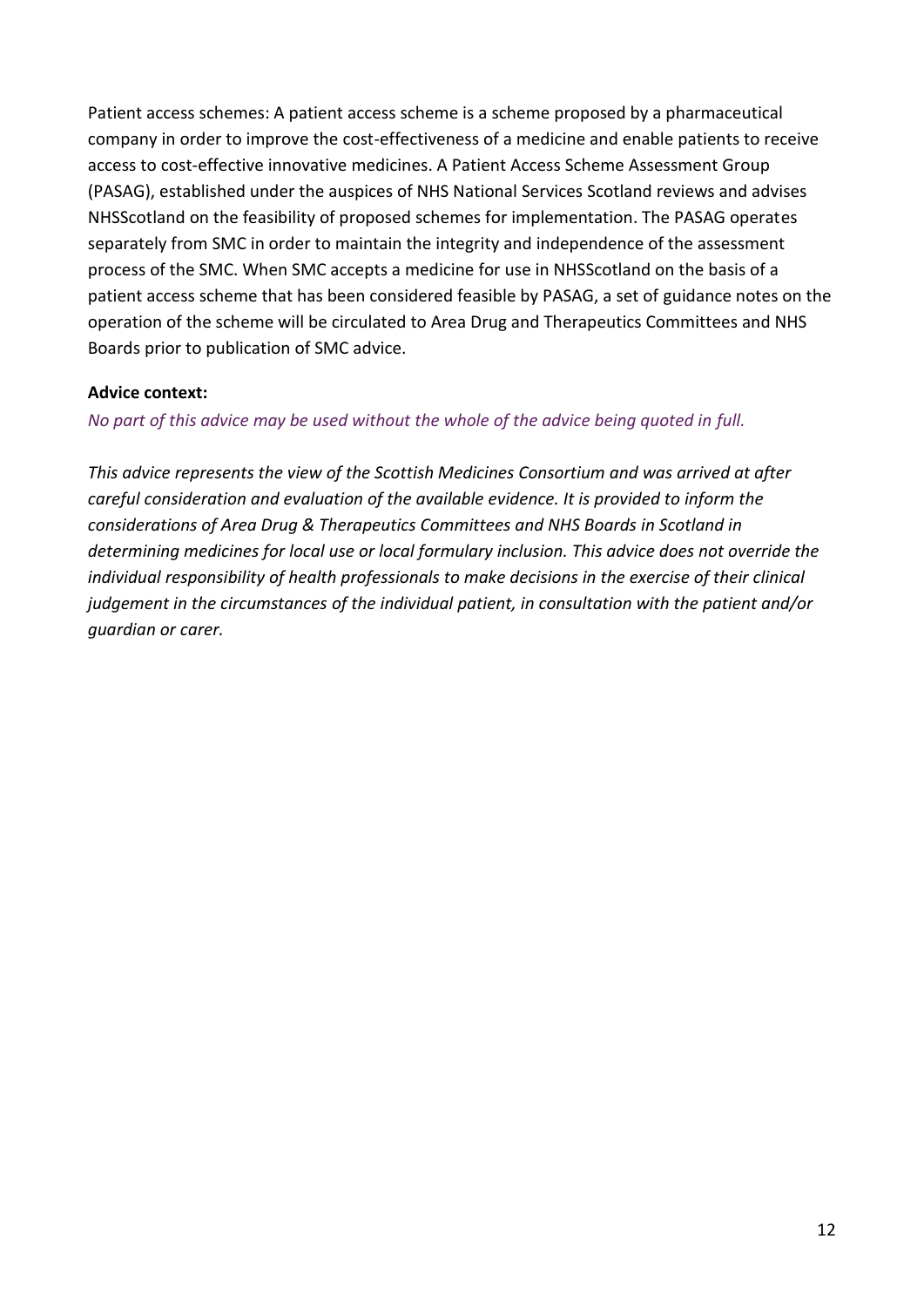Patient access schemes: A patient access scheme is a scheme proposed by a pharmaceutical company in order to improve the cost-effectiveness of a medicine and enable patients to receive access to cost-effective innovative medicines. A Patient Access Scheme Assessment Group (PASAG), established under the auspices of NHS National Services Scotland reviews and advises NHSScotland on the feasibility of proposed schemes for implementation. The PASAG operates separately from SMC in order to maintain the integrity and independence of the assessment process of the SMC. When SMC accepts a medicine for use in NHSScotland on the basis of a patient access scheme that has been considered feasible by PASAG, a set of guidance notes on the operation of the scheme will be circulated to Area Drug and Therapeutics Committees and NHS Boards prior to publication of SMC advice.

**Advice context:**

*No part of this advice may be used without the whole of the advice being quoted in full.*

*This advice represents the view of the Scottish Medicines Consortium and was arrived at after careful consideration and evaluation of the available evidence. It is provided to inform the considerations of Area Drug & Therapeutics Committees and NHS Boards in Scotland in determining medicines for local use or local formulary inclusion. This advice does not override the individual responsibility of health professionals to make decisions in the exercise of their clinical judgement in the circumstances of the individual patient, in consultation with the patient and/or guardian or carer.*